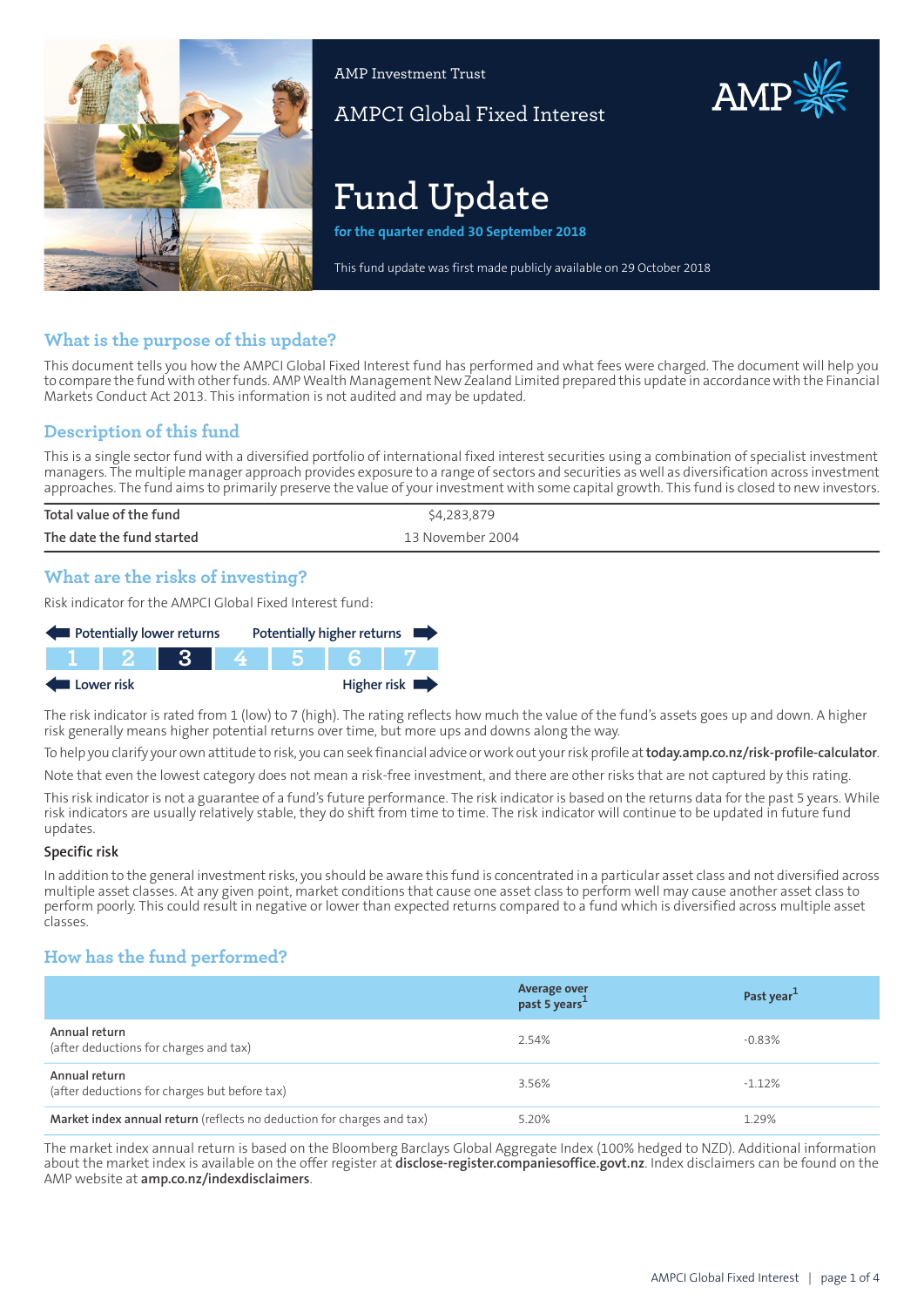AMP Investment Trust

AMPCI Global Fixed Interest

# Fund Update

**for the quarter ended 30 September 2018**

This fund update was first made publicly available on 29 October 2018

## What is the purpose of this update?

This document tells you how the AMPCI Global Fixed Interest fund has performed and what fees were charged. The document will help you to compare the fund with other funds. AMP Wealth Management New Zealand Limited prepared this update in accordance with the Financial Markets Conduct Act 2013. This information is not audited and may be updated.

## Description of this fund

This is a single sector fund with a diversified portfolio of international fixed interest securities using a combination of specialist investment managers. The multiple manager approach provides exposure to a range of sectors and securities as well as diversification across investment approaches. The fund aims to primarily preserve the value of your investment with some capital growth. This fund is closed to new investors.

| | |
|---|---|
| Total value of the fund | $4,283,879 |
| The date the fund started | 13 November 2004 |

## What are the risks of investing?

Risk indicator for the AMPCI Global Fixed Interest fund:

Potentially lower returns ← → Potentially higher returns

| 1 | 2 | **3** | 4 | 5 | 6 | 7 |
|---|---|---|---|---|---|---|

Lower risk ← → Higher risk

The risk indicator is rated from 1 (low) to 7 (high). The rating reflects how much the value of the fund's assets goes up and down. A higher risk generally means higher potential returns over time, but more ups and downs along the way.

To help you clarify your own attitude to risk, you can seek financial advice or work out your risk profile at **today.amp.co.nz/risk-profile-calculator**.

Note that even the lowest category does not mean a risk-free investment, and there are other risks that are not captured by this rating.

This risk indicator is not a guarantee of a fund's future performance. The risk indicator is based on the returns data for the past 5 years. While risk indicators are usually relatively stable, they do shift from time to time. The risk indicator will continue to be updated in future fund updates.

### Specific risk

In addition to the general investment risks, you should be aware this fund is concentrated in a particular asset class and not diversified across multiple asset classes. At any given point, market conditions that cause one asset class to perform well may cause another asset class to perform poorly. This could result in negative or lower than expected returns compared to a fund which is diversified across multiple asset classes.

## How has the fund performed?

| | Average over past 5 years[1] | Past year[1] |
|---|---|---|
| **Annual return** (after deductions for charges and tax) | 2.54% | -0.83% |
| **Annual return** (after deductions for charges but before tax) | 3.56% | -1.12% |
| **Market index annual return** (reflects no deduction for charges and tax) | 5.20% | 1.29% |

The market index annual return is based on the Bloomberg Barclays Global Aggregate Index (100% hedged to NZD). Additional information about the market index is available on the offer register at **disclose-register.companiesoffice.govt.nz**. Index disclaimers can be found on the AMP website at **amp.co.nz/indexdisclaimers**.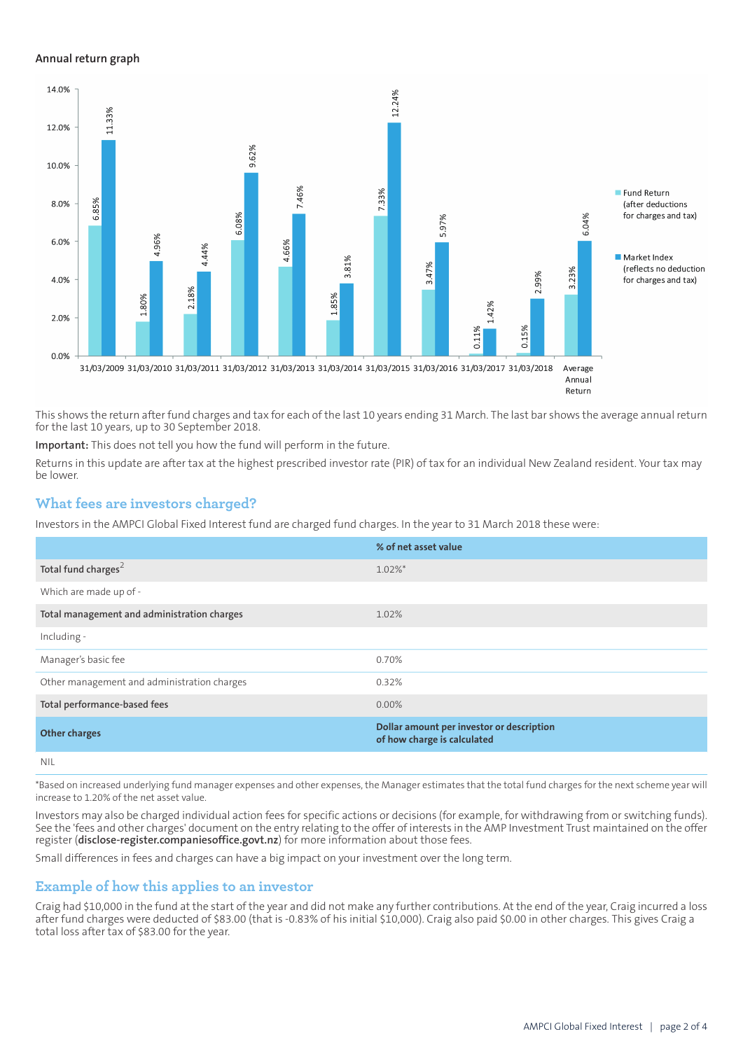## Annual return graph

| Year | Fund Return (after deductions for charges and tax) | Market Index (reflects no deduction for charges and tax) |
|---|---|---|
| 31/03/2009 | 6.85% | 11.33% |
| 31/03/2010 | 1.80% | 4.96% |
| 31/03/2011 | 2.18% | 4.44% |
| 31/03/2012 | 6.08% | 9.62% |
| 31/03/2013 | 4.66% | 7.46% |
| 31/03/2014 | 1.85% | 3.81% |
| 31/03/2015 | 7.33% | 12.24% |
| 31/03/2016 | 3.47% | 5.97% |
| 31/03/2017 | 0.11% | 1.42% |
| 31/03/2018 | 0.15% | 2.99% |
| Average Annual Return | 3.23% | 6.04% |

This shows the return after fund charges and tax for each of the last 10 years ending 31 March. The last bar shows the average annual return for the last 10 years, up to 30 September 2018.

**Important:** This does not tell you how the fund will perform in the future.

Returns in this update are after tax at the highest prescribed investor rate (PIR) of tax for an individual New Zealand resident. Your tax may be lower.

## What fees are investors charged?

Investors in the AMPCI Global Fixed Interest fund are charged fund charges. In the year to 31 March 2018 these were:

| | % of net asset value |
|---|---|
| **Total fund charges**[2] | 1.02%* |
| Which are made up of - | |
| **Total management and administration charges** | 1.02% |
| Including - | |
| Manager's basic fee | 0.70% |
| Other management and administration charges | 0.32% |
| **Total performance-based fees** | 0.00% |
| **Other charges** | **Dollar amount per investor or description of how charge is calculated** |
| NIL | |

*Based on increased underlying fund manager expenses and other expenses, the Manager estimates that the total fund charges for the next scheme year will increase to 1.20% of the net asset value.

Investors may also be charged individual action fees for specific actions or decisions (for example, for withdrawing from or switching funds). See the 'fees and other charges' document on the entry relating to the offer of interests in the AMP Investment Trust maintained on the offer register (**disclose-register.companiesoffice.govt.nz**) for more information about those fees.

Small differences in fees and charges can have a big impact on your investment over the long term.

## Example of how this applies to an investor

Craig had $10,000 in the fund at the start of the year and did not make any further contributions. At the end of the year, Craig incurred a loss after fund charges were deducted of $83.00 (that is -0.83% of his initial $10,000). Craig also paid $0.00 in other charges. This gives Craig a total loss after tax of $83.00 for the year.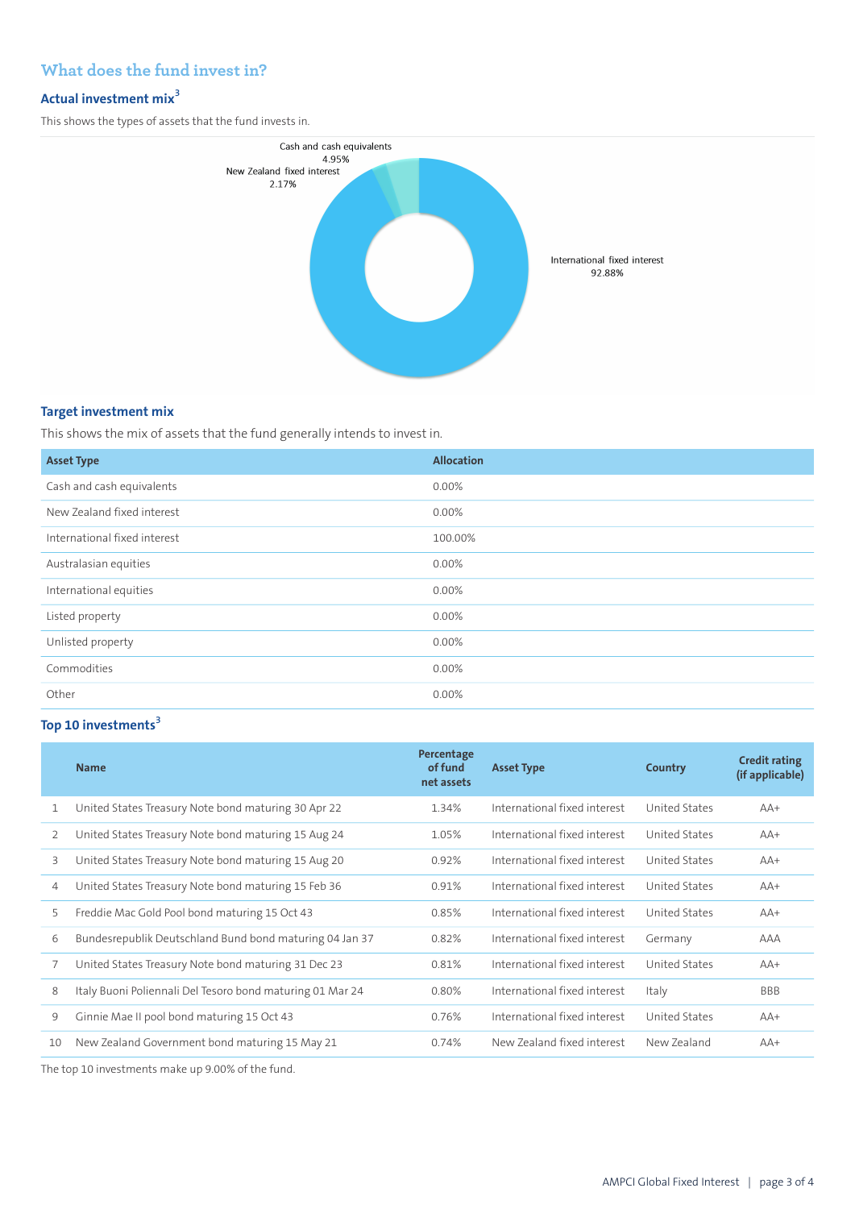## What does the fund invest in?

### Actual investment mix[3]

This shows the types of assets that the fund invests in.

Cash and cash equivalents
4.95%

New Zealand fixed interest
2.17%

International fixed interest
92.88%

### Target investment mix

This shows the mix of assets that the fund generally intends to invest in.

| Asset Type | Allocation |
|---|---|
| Cash and cash equivalents | 0.00% |
| New Zealand fixed interest | 0.00% |
| International fixed interest | 100.00% |
| Australasian equities | 0.00% |
| International equities | 0.00% |
| Listed property | 0.00% |
| Unlisted property | 0.00% |
| Commodities | 0.00% |
| Other | 0.00% |

### Top 10 investments[3]

| | Name | Percentage of fund net assets | Asset Type | Country | Credit rating (if applicable) |
|---|---|---|---|---|---|
| 1 | United States Treasury Note bond maturing 30 Apr 22 | 1.34% | International fixed interest | United States | AA+ |
| 2 | United States Treasury Note bond maturing 15 Aug 24 | 1.05% | International fixed interest | United States | AA+ |
| 3 | United States Treasury Note bond maturing 15 Aug 20 | 0.92% | International fixed interest | United States | AA+ |
| 4 | United States Treasury Note bond maturing 15 Feb 36 | 0.91% | International fixed interest | United States | AA+ |
| 5 | Freddie Mac Gold Pool bond maturing 15 Oct 43 | 0.85% | International fixed interest | United States | AA+ |
| 6 | Bundesrepublik Deutschland Bund bond maturing 04 Jan 37 | 0.82% | International fixed interest | Germany | AAA |
| 7 | United States Treasury Note bond maturing 31 Dec 23 | 0.81% | International fixed interest | United States | AA+ |
| 8 | Italy Buoni Poliennali Del Tesoro bond maturing 01 Mar 24 | 0.80% | International fixed interest | Italy | BBB |
| 9 | Ginnie Mae II pool bond maturing 15 Oct 43 | 0.76% | International fixed interest | United States | AA+ |
| 10 | New Zealand Government bond maturing 15 May 21 | 0.74% | New Zealand fixed interest | New Zealand | AA+ |

The top 10 investments make up 9.00% of the fund.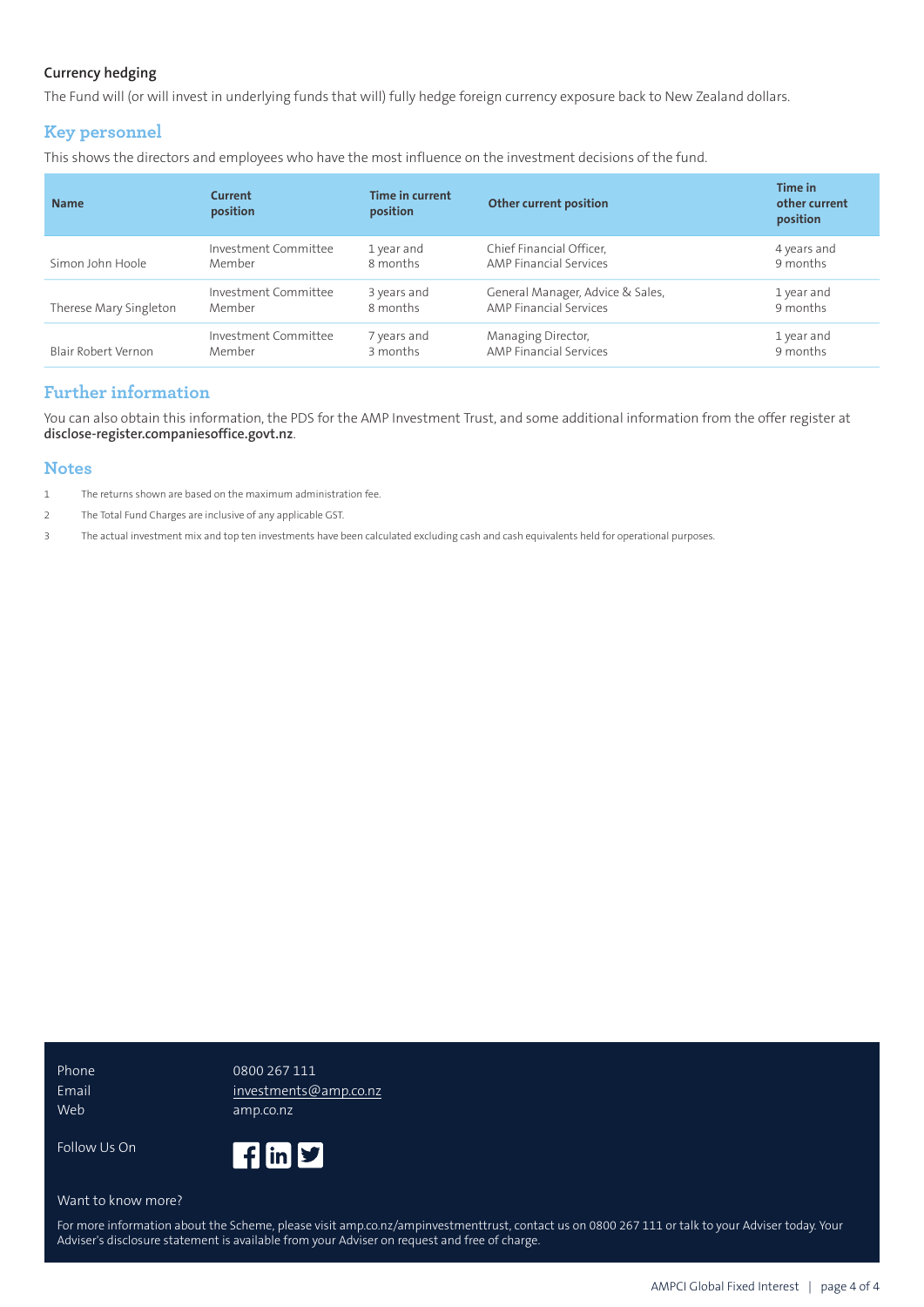### Currency hedging

The Fund will (or will invest in underlying funds that will) fully hedge foreign currency exposure back to New Zealand dollars.

## Key personnel

This shows the directors and employees who have the most influence on the investment decisions of the fund.

| Name | Current position | Time in current position | Other current position | Time in other current position |
|---|---|---|---|---|
| Simon John Hoole | Investment Committee Member | 1 year and 8 months | Chief Financial Officer, AMP Financial Services | 4 years and 9 months |
| Therese Mary Singleton | Investment Committee Member | 3 years and 8 months | General Manager, Advice & Sales, AMP Financial Services | 1 year and 9 months |
| Blair Robert Vernon | Investment Committee Member | 7 years and 3 months | Managing Director, AMP Financial Services | 1 year and 9 months |

## Further information

You can also obtain this information, the PDS for the AMP Investment Trust, and some additional information from the offer register at **disclose-register.companiesoffice.govt.nz**.

## Notes

1. The returns shown are based on the maximum administration fee.
2. The Total Fund Charges are inclusive of any applicable GST.
3. The actual investment mix and top ten investments have been calculated excluding cash and cash equivalents held for operational purposes.

Phone 0800 267 111
Email investments@amp.co.nz
Web amp.co.nz

Follow Us On

Want to know more?

For more information about the Scheme, please visit amp.co.nz/ampinvestmenttrust, contact us on 0800 267 111 or talk to your Adviser today. Your Adviser's disclosure statement is available from your Adviser on request and free of charge.